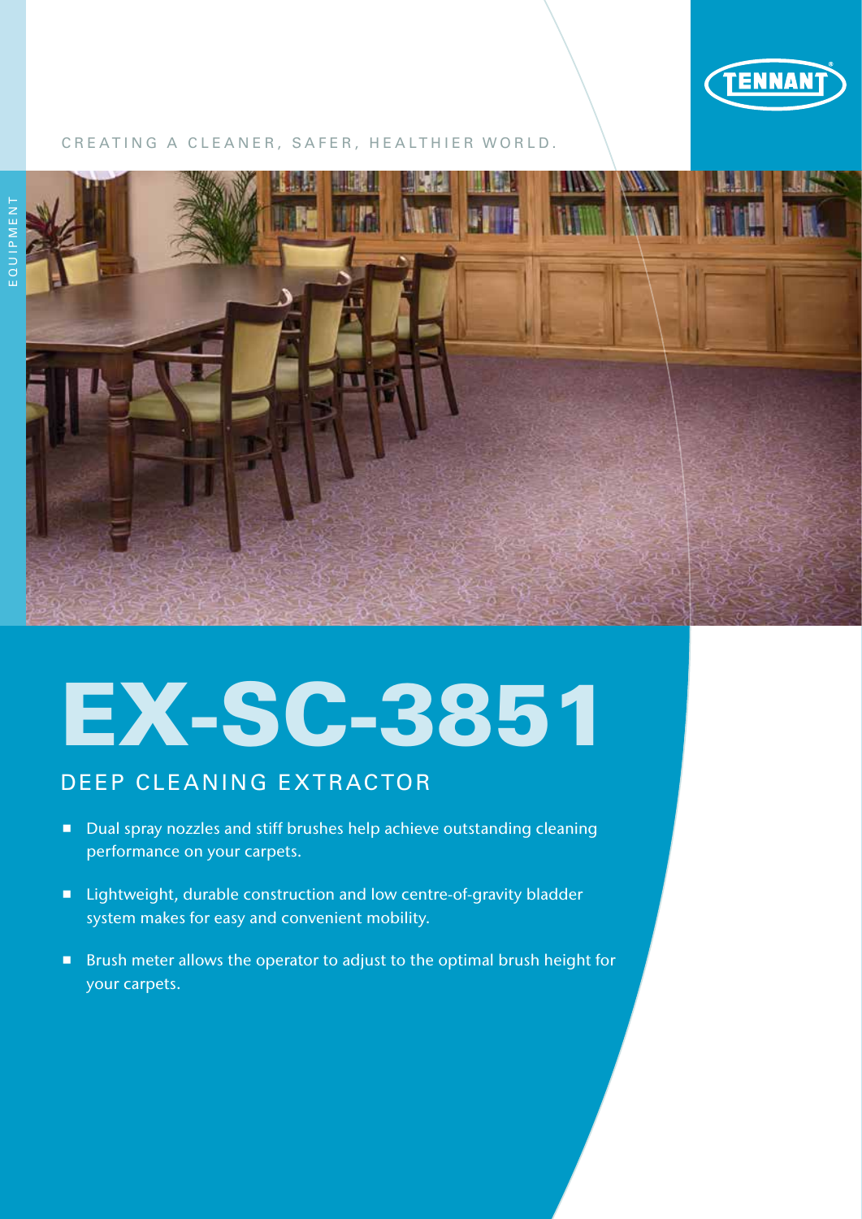TENNANT

CREATING A CLEANER, SAFER, HEALTHIER WORLD.

EQUIPMENT

# EX-SC-3851

## DEEP CLEANING EXTRACTOR

- Dual spray nozzles and stiff brushes help achieve outstanding cleaning performance on your carpets.
- Lightweight, durable construction and low centre-of-gravity bladder system makes for easy and convenient mobility.
- Brush meter allows the operator to adjust to the optimal brush height for your carpets.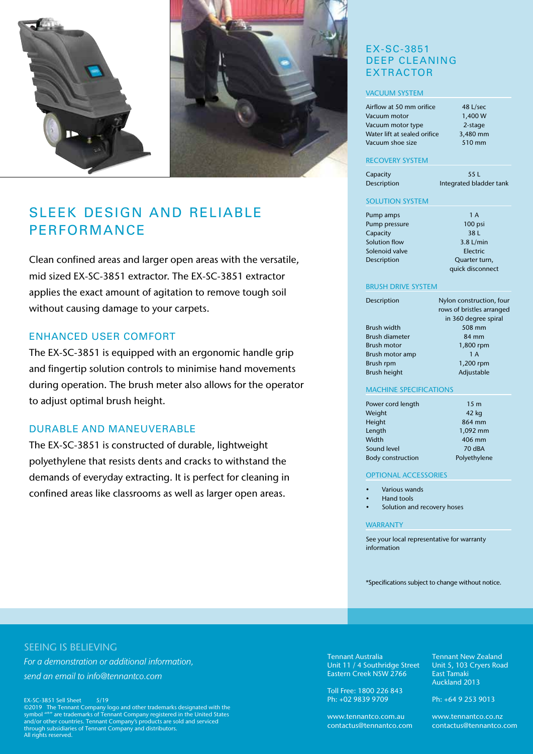# SLEEK DESIGN AND RELIABLE PERFORMANCE

Clean confined areas and larger open areas with the versatile, mid sized EX-SC-3851 extractor. The EX-SC-3851 extractor applies the exact amount of agitation to remove tough soil without causing damage to your carpets.

## ENHANCED USER COMFORT

The EX-SC-3851 is equipped with an ergonomic handle grip and fingertip solution controls to minimise hand movements during operation. The brush meter also allows for the operator to adjust optimal brush height.

## DURABLE AND MANEUVERABLE

The EX-SC-3851 is constructed of durable, lightweight polyethylene that resists dents and cracks to withstand the demands of everyday extracting. It is perfect for cleaning in confined areas like classrooms as well as larger open areas.

# EX-SC-3851 DEEP CLEANING EXTRACTOR

## VACUUM SYSTEM

| | |
|---|---|
| Airflow at 50 mm orifice | 48 L/sec |
| Vacuum motor | 1,400 W |
| Vacuum motor type | 2-stage |
| Water lift at sealed orifice | 3,480 mm |
| Vacuum shoe size | 510 mm |

## RECOVERY SYSTEM

| | |
|---|---|
| Capacity | 55 L |
| Description | Integrated bladder tank |

## SOLUTION SYSTEM

| | |
|---|---|
| Pump amps | 1 A |
| Pump pressure | 100 psi |
| Capacity | 38 L |
| Solution flow | 3.8 L/min |
| Solenoid valve | Electric |
| Description | Quarter turn, quick disconnect |

## BRUSH DRIVE SYSTEM

| | |
|---|---|
| Description | Nylon construction, four rows of bristles arranged in 360 degree spiral |
| Brush width | 508 mm |
| Brush diameter | 84 mm |
| Brush motor | 1,800 rpm |
| Brush motor amp | 1 A |
| Brush rpm | 1,200 rpm |
| Brush height | Adjustable |

## MACHINE SPECIFICATIONS

| | |
|---|---|
| Power cord length | 15 m |
| Weight | 42 kg |
| Height | 864 mm |
| Length | 1,092 mm |
| Width | 406 mm |
| Sound level | 70 dBA |
| Body construction | Polyethylene |

## OPTIONAL ACCESSORIES

- Various wands
- Hand tools
- Solution and recovery hoses

## WARRANTY

See your local representative for warranty information

*Specifications subject to change without notice.

## SEEING IS BELIEVING

*For a demonstration or additional information, send an email to info@tennantco.com*

EX-SC-3851 Sell Sheet 5/19
©2019 The Tennant Company logo and other trademarks designated with the symbol "®" are trademarks of Tennant Company registered in the United States and/or other countries. Tennant Company's products are sold and serviced through subsidiaries of Tennant Company and distributors.
All rights reserved.

Tennant Australia
Unit 11 / 4 Southridge Street
Eastern Creek NSW 2766

Toll Free: 1800 226 843
Ph: +02 9839 9709

www.tennantco.com.au
contactus@tennantco.com

Tennant New Zealand
Unit 5, 103 Cryers Road
East Tamaki
Auckland 2013

Ph: +64 9 253 9013

www.tennantco.co.nz
contactus@tennantco.com